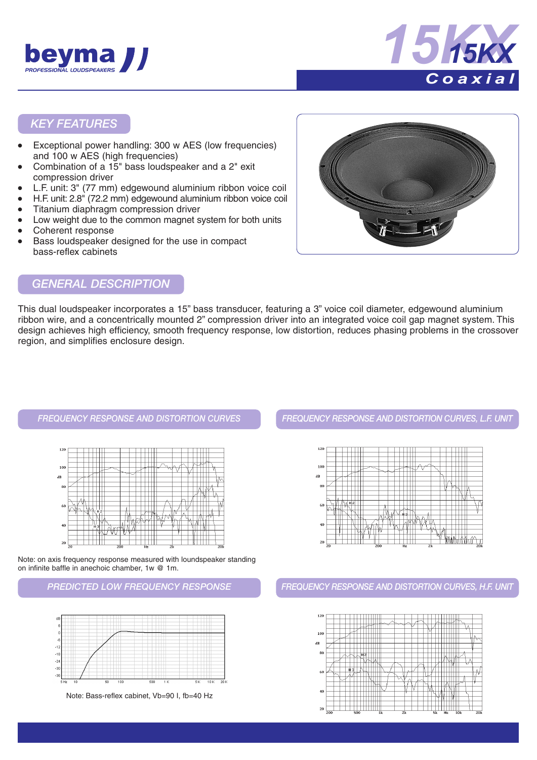# 15KX

## Coaxial

## KEY FEATURES

- Exceptional power handling: 300 w AES (low frequencies) and 100 w AES (high frequencies)
- Combination of a 15" bass loudspeaker and a 2" exit compression driver
- L.F. unit: 3" (77 mm) edgewound aluminium ribbon voice coil
- H.F. unit: 2.8" (72.2 mm) edgewound aluminium ribbon voice coil
- Titanium diaphragm compression driver
- Low weight due to the common magnet system for both units
- Coherent response
- Bass loudspeaker designed for the use in compact bass-reflex cabinets

## GENERAL DESCRIPTION

This dual loudspeaker incorporates a 15" bass transducer, featuring a 3" voice coil diameter, edgewound aluminium ribbon wire, and a concentrically mounted 2" compression driver into an integrated voice coil gap magnet system. This design achieves high efficiency, smooth frequency response, low distortion, reduces phasing problems in the crossover region, and simplifies enclosure design.

## FREQUENCY RESPONSE AND DISTORTION CURVES

Note: on axis frequency response measured with loudspeaker standing on infinite baffle in anechoic chamber, 1w @ 1m.

## FREQUENCY RESPONSE AND DISTORTION CURVES, L.F. UNIT

## PREDICTED LOW FREQUENCY RESPONSE

Note: Bass-reflex cabinet, Vb=90 l, fb=40 Hz

## FREQUENCY RESPONSE AND DISTORTION CURVES, H.F. UNIT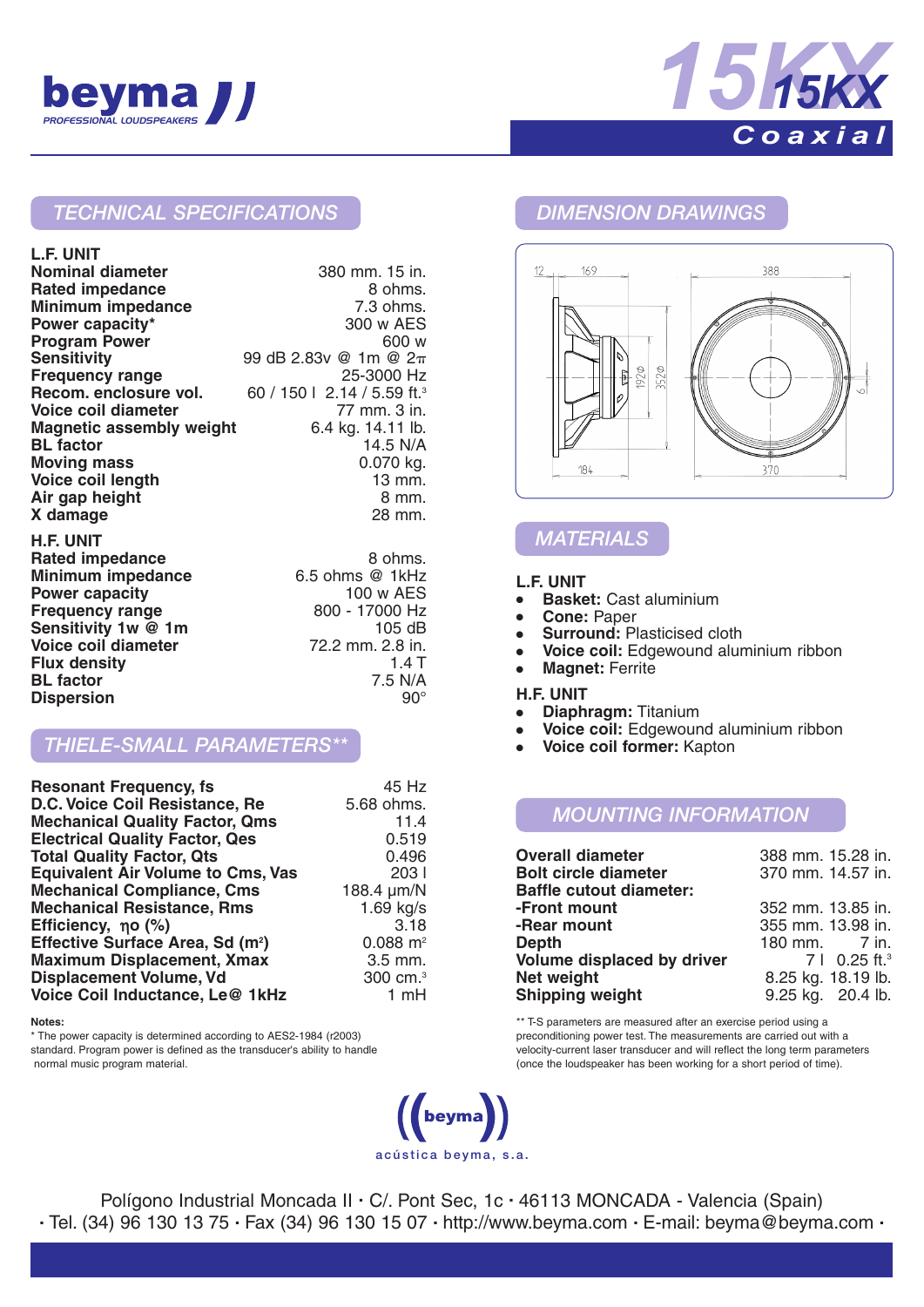beyma PROFESSIONAL LOUDSPEAKERS

# 15KX

**Coaxial**

## TECHNICAL SPECIFICATIONS

### L.F. UNIT

| | |
|---|---|
| **Nominal diameter** | 380 mm. 15 in. |
| **Rated impedance** | 8 ohms. |
| **Minimum impedance** | 7.3 ohms. |
| **Power capacity*** | 300 w AES |
| **Program Power** | 600 w |
| **Sensitivity** | 99 dB 2.83v @ 1m @ $2\pi$ |
| **Frequency range** | 25-3000 Hz |
| **Recom. enclosure vol.** | 60 / 150 l  2.14 / 5.59 ft.$^3$ |
| **Voice coil diameter** | 77 mm. 3 in. |
| **Magnetic assembly weight** | 6.4 kg. 14.11 lb. |
| **BL factor** | 14.5 N/A |
| **Moving mass** | 0.070 kg. |
| **Voice coil length** | 13 mm. |
| **Air gap height** | 8 mm. |
| **X damage** | 28 mm. |

### H.F. UNIT

| | |
|---|---|
| **Rated impedance** | 8 ohms. |
| **Minimum impedance** | 6.5 ohms @ 1kHz |
| **Power capacity** | 100 w AES |
| **Frequency range** | 800 - 17000 Hz |
| **Sensitivity 1w @ 1m** | 105 dB |
| **Voice coil diameter** | 72.2 mm. 2.8 in. |
| **Flux density** | 1.4 T |
| **BL factor** | 7.5 N/A |
| **Dispersion** | 90° |

## THIELE-SMALL PARAMETERS**

| | |
|---|---|
| **Resonant Frequency, fs** | 45 Hz |
| **D.C. Voice Coil Resistance, Re** | 5.68 ohms. |
| **Mechanical Quality Factor, Qms** | 11.4 |
| **Electrical Quality Factor, Qes** | 0.519 |
| **Total Quality Factor, Qts** | 0.496 |
| **Equivalent Air Volume to Cms, Vas** | 203 l |
| **Mechanical Compliance, Cms** | 188.4 μm/N |
| **Mechanical Resistance, Rms** | 1.69 kg/s |
| **Efficiency, $\eta_o$ (%)** | 3.18 |
| **Effective Surface Area, Sd ($m^2$)** | 0.088 $m^2$ |
| **Maximum Displacement, Xmax** | 3.5 mm. |
| **Displacement Volume, Vd** | 300 cm.$^3$ |
| **Voice Coil Inductance, Le@ 1kHz** | 1 mH |

**Notes:**
* The power capacity is determined according to AES2-1984 (r2003) standard. Program power is defined as the transducer's ability to handle normal music program material.

## DIMENSION DRAWINGS

12 169 388
192Ø 352Ø 6
184 370

## MATERIALS

### L.F. UNIT

- **Basket:** Cast aluminium
- **Cone:** Paper
- **Surround:** Plasticised cloth
- **Voice coil:** Edgewound aluminium ribbon
- **Magnet:** Ferrite

### H.F. UNIT

- **Diaphragm:** Titanium
- **Voice coil:** Edgewound aluminium ribbon
- **Voice coil former:** Kapton

## MOUNTING INFORMATION

| | |
|---|---|
| **Overall diameter** | 388 mm. 15.28 in. |
| **Bolt circle diameter** | 370 mm. 14.57 in. |
| **Baffle cutout diameter:** | |
| **-Front mount** | 352 mm. 13.85 in. |
| **-Rear mount** | 355 mm. 13.98 in. |
| **Depth** | 180 mm. 7 in. |
| **Volume displaced by driver** | 7 l 0.25 ft.$^3$ |
| **Net weight** | 8.25 kg. 18.19 lb. |
| **Shipping weight** | 9.25 kg. 20.4 lb. |

** T-S parameters are measured after an exercise period using a preconditioning power test. The measurements are carried out with a velocity-current laser transducer and will reflect the long term parameters (once the loudspeaker has been working for a short period of time).

beyma
acústica beyma, s.a.

Polígono Industrial Moncada II · C/. Pont Sec, 1c · 46113 MONCADA - Valencia (Spain)
· Tel. (34) 96 130 13 75 · Fax (34) 96 130 15 07 · http://www.beyma.com · E-mail: beyma@beyma.com ·